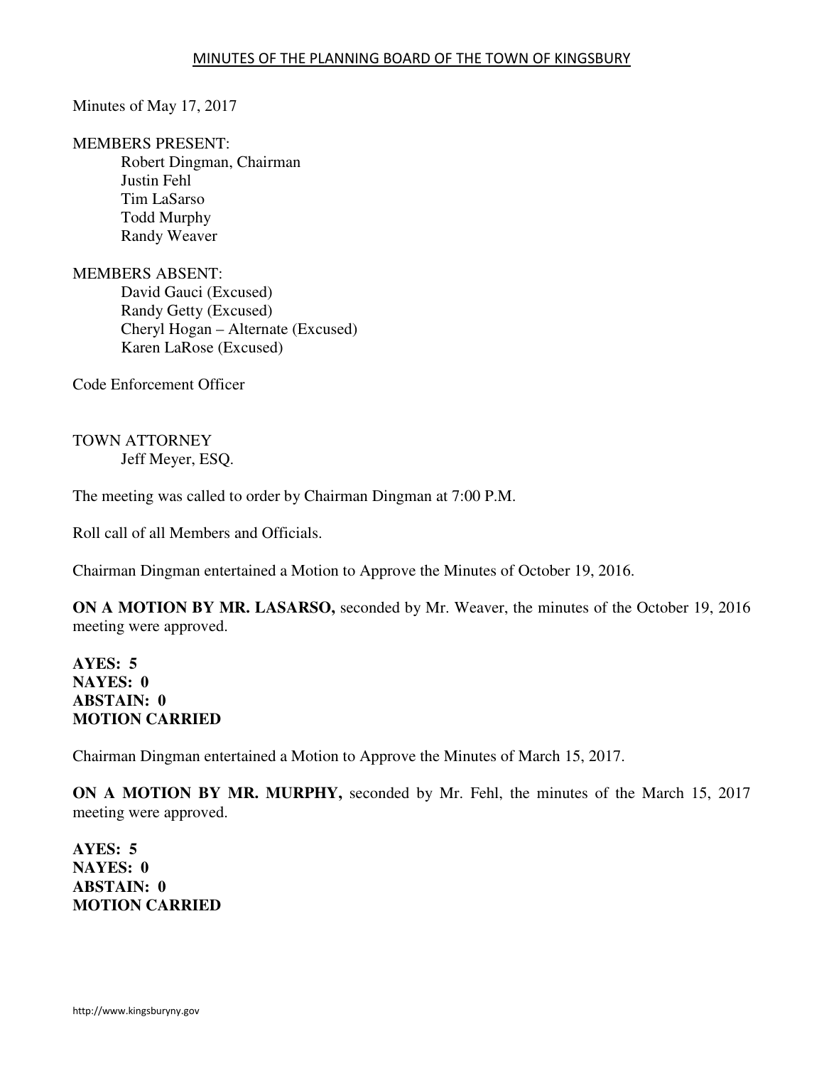# MINUTES OF THE PLANNING BOARD OF THE TOWN OF KINGSBURY

Minutes of May 17, 2017

MEMBERS PRESENT:

- Robert Dingman, Chairman
- Justin Fehl
- Tim LaSarso
- Todd Murphy
- Randy Weaver

MEMBERS ABSENT:

- David Gauci (Excused)
- Randy Getty (Excused)
- Cheryl Hogan – Alternate (Excused)
- Karen LaRose (Excused)

Code Enforcement Officer

TOWN ATTORNEY

- Jeff Meyer, ESQ.

The meeting was called to order by Chairman Dingman at 7:00 P.M.

Roll call of all Members and Officials.

Chairman Dingman entertained a Motion to Approve the Minutes of October 19, 2016.

**ON A MOTION BY MR. LASARSO,** seconded by Mr. Weaver, the minutes of the October 19, 2016 meeting were approved.

**AYES: 5**
**NAYES: 0**
**ABSTAIN: 0**
**MOTION CARRIED**

Chairman Dingman entertained a Motion to Approve the Minutes of March 15, 2017.

**ON A MOTION BY MR. MURPHY,** seconded by Mr. Fehl, the minutes of the March 15, 2017 meeting were approved.

**AYES: 5**
**NAYES: 0**
**ABSTAIN: 0**
**MOTION CARRIED**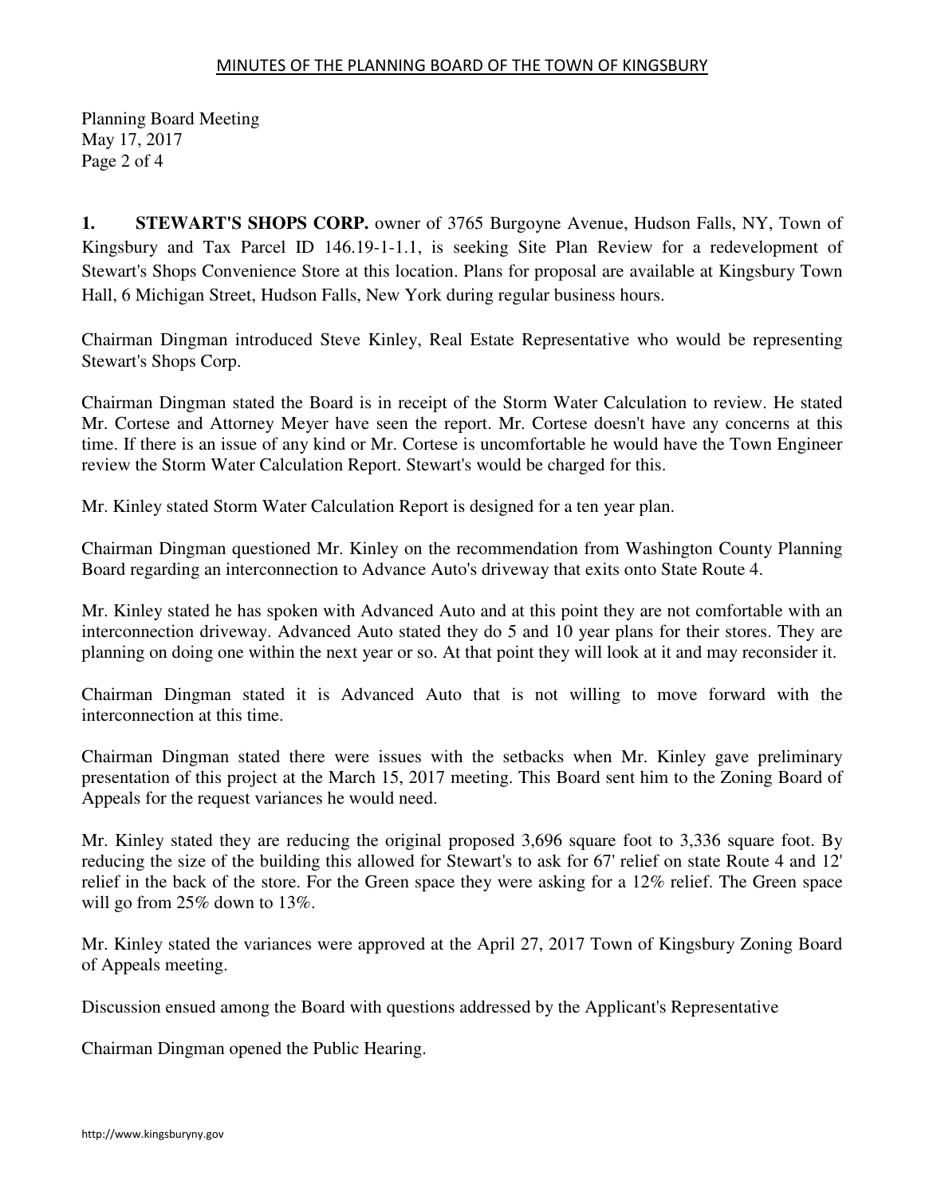**1. STEWART'S SHOPS CORP.** owner of 3765 Burgoyne Avenue, Hudson Falls, NY, Town of Kingsbury and Tax Parcel ID 146.19-1-1.1, is seeking Site Plan Review for a redevelopment of Stewart's Shops Convenience Store at this location. Plans for proposal are available at Kingsbury Town Hall, 6 Michigan Street, Hudson Falls, New York during regular business hours.

Chairman Dingman introduced Steve Kinley, Real Estate Representative who would be representing Stewart's Shops Corp.

Chairman Dingman stated the Board is in receipt of the Storm Water Calculation to review. He stated Mr. Cortese and Attorney Meyer have seen the report. Mr. Cortese doesn't have any concerns at this time. If there is an issue of any kind or Mr. Cortese is uncomfortable he would have the Town Engineer review the Storm Water Calculation Report. Stewart's would be charged for this.

Mr. Kinley stated Storm Water Calculation Report is designed for a ten year plan.

Chairman Dingman questioned Mr. Kinley on the recommendation from Washington County Planning Board regarding an interconnection to Advance Auto's driveway that exits onto State Route 4.

Mr. Kinley stated he has spoken with Advanced Auto and at this point they are not comfortable with an interconnection driveway. Advanced Auto stated they do 5 and 10 year plans for their stores. They are planning on doing one within the next year or so. At that point they will look at it and may reconsider it.

Chairman Dingman stated it is Advanced Auto that is not willing to move forward with the interconnection at this time.

Chairman Dingman stated there were issues with the setbacks when Mr. Kinley gave preliminary presentation of this project at the March 15, 2017 meeting. This Board sent him to the Zoning Board of Appeals for the request variances he would need.

Mr. Kinley stated they are reducing the original proposed 3,696 square foot to 3,336 square foot. By reducing the size of the building this allowed for Stewart's to ask for 67' relief on state Route 4 and 12' relief in the back of the store. For the Green space they were asking for a 12% relief. The Green space will go from 25% down to 13%.

Mr. Kinley stated the variances were approved at the April 27, 2017 Town of Kingsbury Zoning Board of Appeals meeting.

Discussion ensued among the Board with questions addressed by the Applicant's Representative

Chairman Dingman opened the Public Hearing.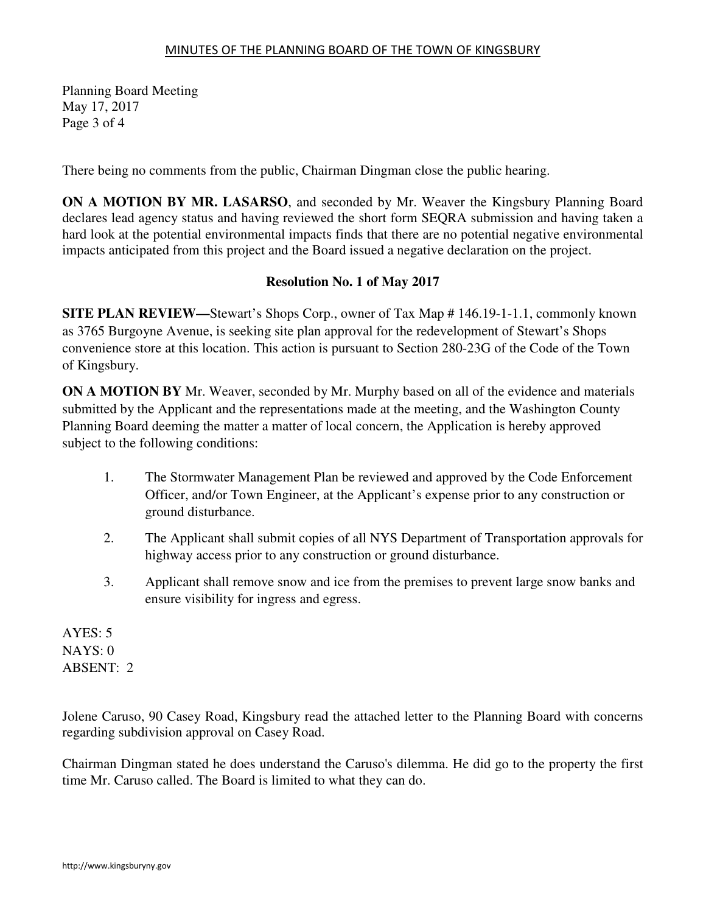There being no comments from the public, Chairman Dingman close the public hearing.

**ON A MOTION BY MR. LASARSO**, and seconded by Mr. Weaver the Kingsbury Planning Board declares lead agency status and having reviewed the short form SEQRA submission and having taken a hard look at the potential environmental impacts finds that there are no potential negative environmental impacts anticipated from this project and the Board issued a negative declaration on the project.

**Resolution No. 1 of May 2017**

**SITE PLAN REVIEW—**Stewart's Shops Corp., owner of Tax Map # 146.19-1-1.1, commonly known as 3765 Burgoyne Avenue, is seeking site plan approval for the redevelopment of Stewart's Shops convenience store at this location. This action is pursuant to Section 280-23G of the Code of the Town of Kingsbury.

**ON A MOTION BY** Mr. Weaver, seconded by Mr. Murphy based on all of the evidence and materials submitted by the Applicant and the representations made at the meeting, and the Washington County Planning Board deeming the matter a matter of local concern, the Application is hereby approved subject to the following conditions:

1. The Stormwater Management Plan be reviewed and approved by the Code Enforcement Officer, and/or Town Engineer, at the Applicant's expense prior to any construction or ground disturbance.
2. The Applicant shall submit copies of all NYS Department of Transportation approvals for highway access prior to any construction or ground disturbance.
3. Applicant shall remove snow and ice from the premises to prevent large snow banks and ensure visibility for ingress and egress.

AYES: 5
NAYS: 0
ABSENT: 2

Jolene Caruso, 90 Casey Road, Kingsbury read the attached letter to the Planning Board with concerns regarding subdivision approval on Casey Road.

Chairman Dingman stated he does understand the Caruso's dilemma. He did go to the property the first time Mr. Caruso called. The Board is limited to what they can do.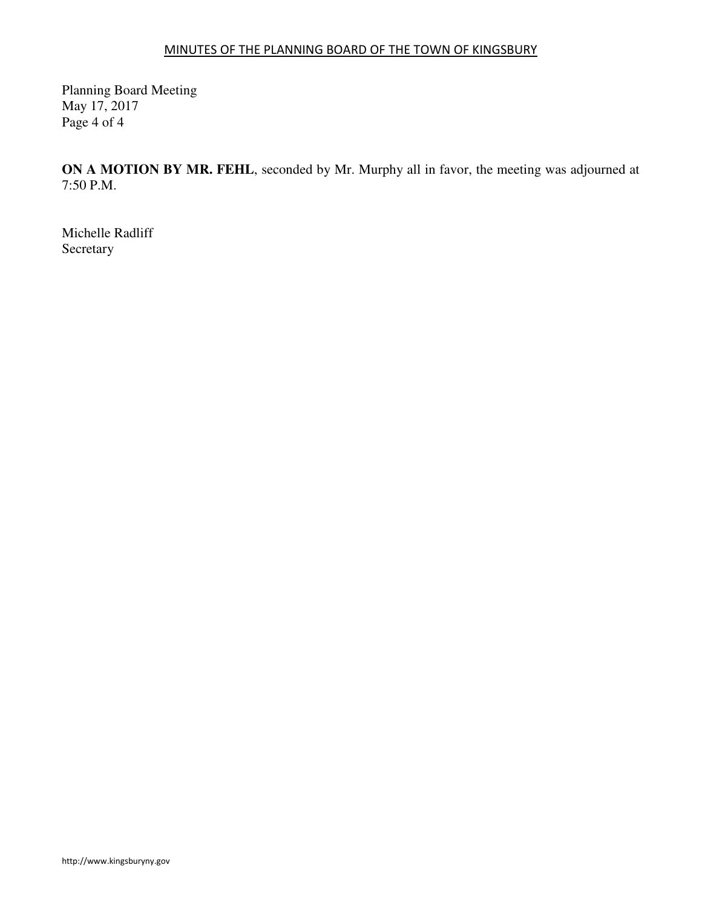**ON A MOTION BY MR. FEHL**, seconded by Mr. Murphy all in favor, the meeting was adjourned at 7:50 P.M.

Michelle Radliff
Secretary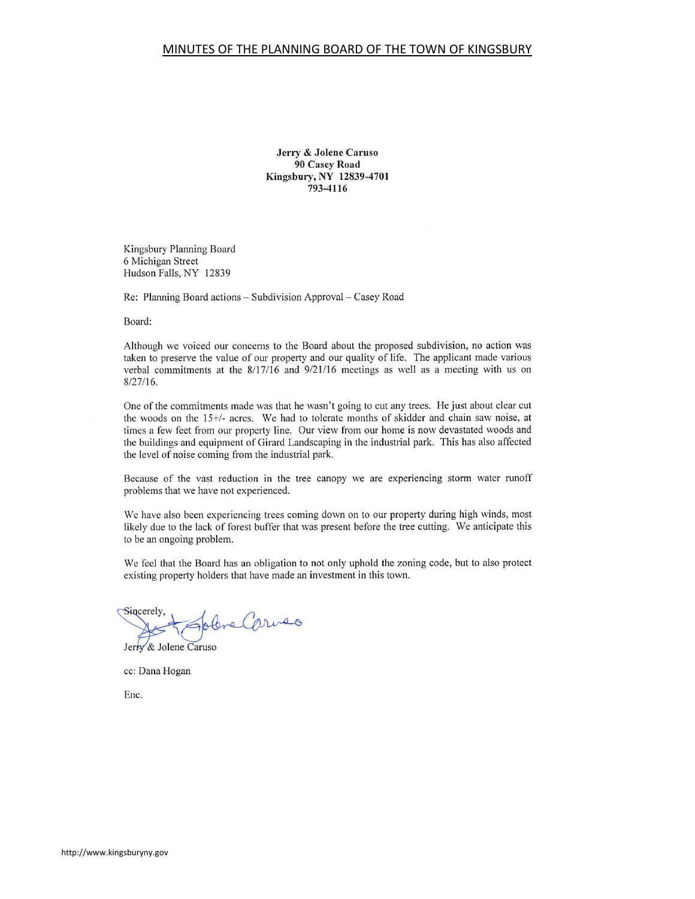**Jerry & Jolene Caruso**
**90 Casey Road**
**Kingsbury, NY 12839-4701**
**793-4116**

Kingsbury Planning Board
6 Michigan Street
Hudson Falls, NY 12839

Re: Planning Board actions – Subdivision Approval – Casey Road

Board:

Although we voiced our concerns to the Board about the proposed subdivision, no action was taken to preserve the value of our property and our quality of life. The applicant made various verbal commitments at the 8/17/16 and 9/21/16 meetings as well as a meeting with us on 8/27/16.

One of the commitments made was that he wasn't going to cut any trees. He just about clear cut the woods on the 15+/- acres. We had to tolerate months of skidder and chain saw noise, at times a few feet from our property line. Our view from our home is now devastated woods and the buildings and equipment of Girard Landscaping in the industrial park. This has also affected the level of noise coming from the industrial park.

Because of the vast reduction in the tree canopy we are experiencing storm water runoff problems that we have not experienced.

We have also been experiencing trees coming down on to our property during high winds, most likely due to the lack of forest buffer that was present before the tree cutting. We anticipate this to be an ongoing problem.

We feel that the Board has an obligation to not only uphold the zoning code, but to also protect existing property holders that have made an investment in this town.

Sincerely,

Jerry & Jolene Caruso

cc: Dana Hogan

Enc.